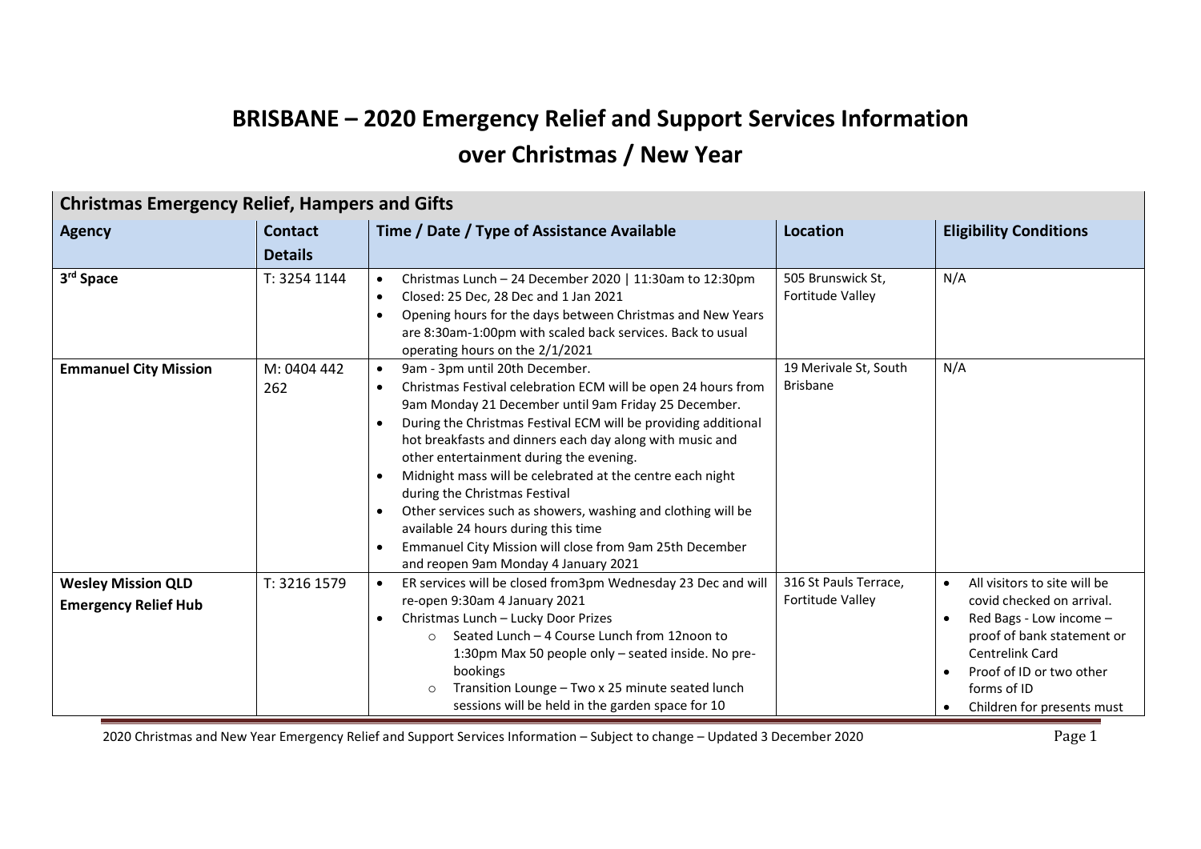# BRISBANE – 2020 Emergency Relief and Support Services Information over Christmas / New Year

| Christmas Emergency Relief, Hampers and Gifts | | | | |
|---|---|---|---|---|
| **Agency** | **Contact Details** | **Time / Date / Type of Assistance Available** | **Location** | **Eligibility Conditions** |
| **3rd Space** | T: 3254 1144 | • Christmas Lunch – 24 December 2020 \| 11:30am to 12:30pm<br>• Closed: 25 Dec, 28 Dec and 1 Jan 2021<br>• Opening hours for the days between Christmas and New Years are 8:30am-1:00pm with scaled back services. Back to usual operating hours on the 2/1/2021 | 505 Brunswick St, Fortitude Valley | N/A |
| **Emmanuel City Mission** | M: 0404 442 262 | • 9am - 3pm until 20th December.<br>• Christmas Festival celebration ECM will be open 24 hours from 9am Monday 21 December until 9am Friday 25 December.<br>• During the Christmas Festival ECM will be providing additional hot breakfasts and dinners each day along with music and other entertainment during the evening.<br>• Midnight mass will be celebrated at the centre each night during the Christmas Festival<br>• Other services such as showers, washing and clothing will be available 24 hours during this time<br>• Emmanuel City Mission will close from 9am 25th December and reopen 9am Monday 4 January 2021 | 19 Merivale St, South Brisbane | N/A |
| **Wesley Mission QLD Emergency Relief Hub** | T: 3216 1579 | • ER services will be closed from3pm Wednesday 23 Dec and will re-open 9:30am 4 January 2021<br>• Christmas Lunch – Lucky Door Prizes<br>  ○ Seated Lunch – 4 Course Lunch from 12noon to 1:30pm Max 50 people only – seated inside. No pre-bookings<br>  ○ Transition Lounge – Two x 25 minute seated lunch sessions will be held in the garden space for 10 | 316 St Pauls Terrace, Fortitude Valley | • All visitors to site will be covid checked on arrival.<br>• Red Bags - Low income – proof of bank statement or Centrelink Card<br>• Proof of ID or two other forms of ID<br>• Children for presents must |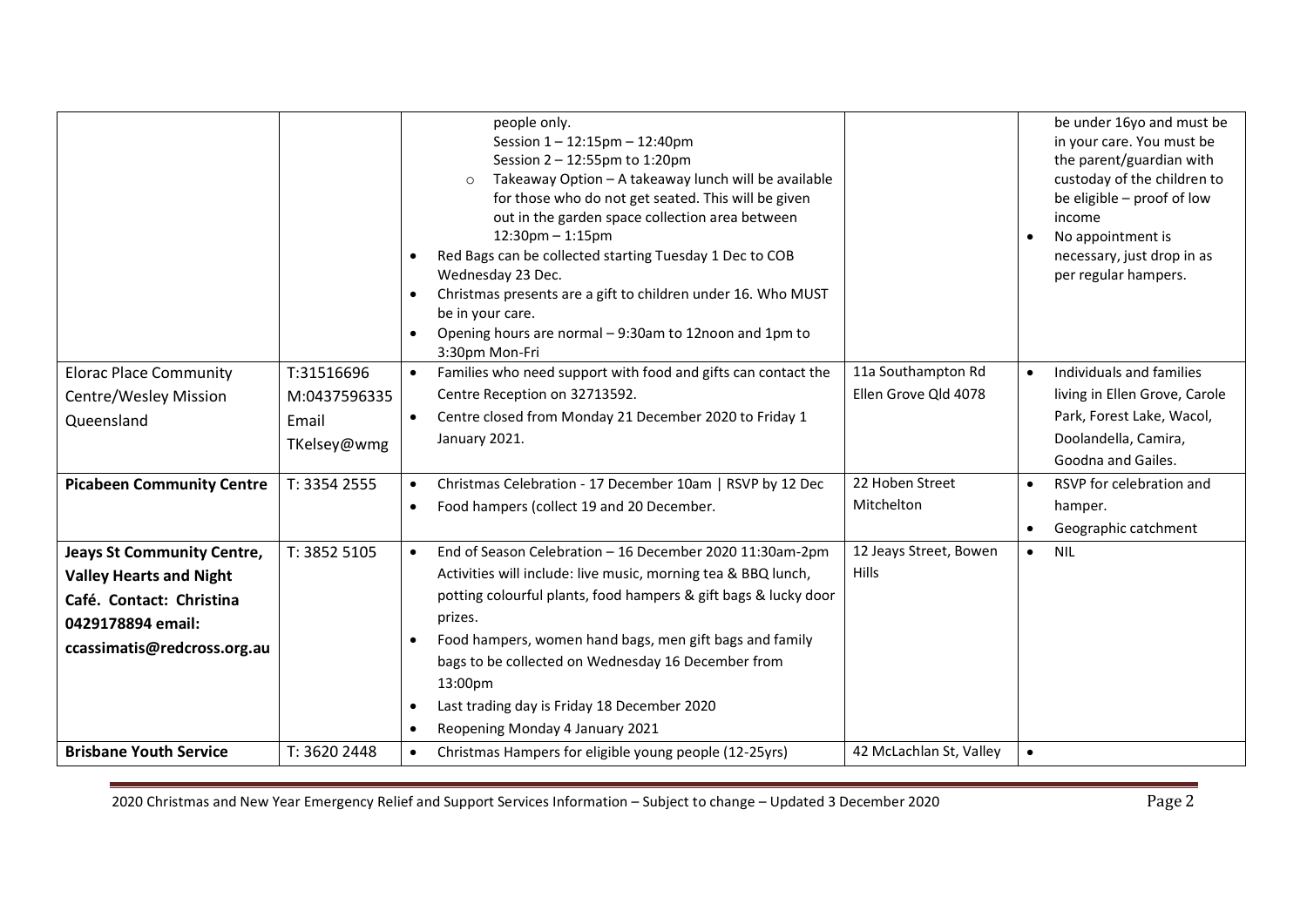| | | | | |
|---|---|---|---|---|
| | | people only.<br>Session 1 – 12:15pm – 12:40pm<br>Session 2 – 12:55pm to 1:20pm<br>○ Takeaway Option – A takeaway lunch will be available for those who do not get seated. This will be given out in the garden space collection area between 12:30pm – 1:15pm<br>• Red Bags can be collected starting Tuesday 1 Dec to COB Wednesday 23 Dec.<br>• Christmas presents are a gift to children under 16. Who MUST be in your care.<br>• Opening hours are normal – 9:30am to 12noon and 1pm to 3:30pm Mon-Fri | | be under 16yo and must be in your care. You must be the parent/guardian with custoday of the children to be eligible – proof of low income<br>• No appointment is necessary, just drop in as per regular hampers. |
| Elorac Place Community Centre/Wesley Mission Queensland | T:31516696<br>M:0437596335<br>Email TKelsey@wmg | • Families who need support with food and gifts can contact the Centre Reception on 32713592.<br>• Centre closed from Monday 21 December 2020 to Friday 1 January 2021. | 11a Southampton Rd Ellen Grove Qld 4078 | • Individuals and families living in Ellen Grove, Carole Park, Forest Lake, Wacol, Doolandella, Camira, Goodna and Gailes. |
| **Picabeen Community Centre** | T: 3354 2555 | • Christmas Celebration - 17 December 10am \| RSVP by 12 Dec<br>• Food hampers (collect 19 and 20 December. | 22 Hoben Street Mitchelton | • RSVP for celebration and hamper.<br>• Geographic catchment |
| **Jeays St Community Centre, Valley Hearts and Night Café. Contact: Christina 0429178894 email: ccassimatis@redcross.org.au** | T: 3852 5105 | • End of Season Celebration – 16 December 2020 11:30am-2pm Activities will include: live music, morning tea & BBQ lunch, potting colourful plants, food hampers & gift bags & lucky door prizes.<br>• Food hampers, women hand bags, men gift bags and family bags to be collected on Wednesday 16 December from 13:00pm<br>• Last trading day is Friday 18 December 2020<br>• Reopening Monday 4 January 2021 | 12 Jeays Street, Bowen Hills | • NIL |
| **Brisbane Youth Service** | T: 3620 2448 | • Christmas Hampers for eligible young people (12-25yrs) | 42 McLachlan St, Valley | • |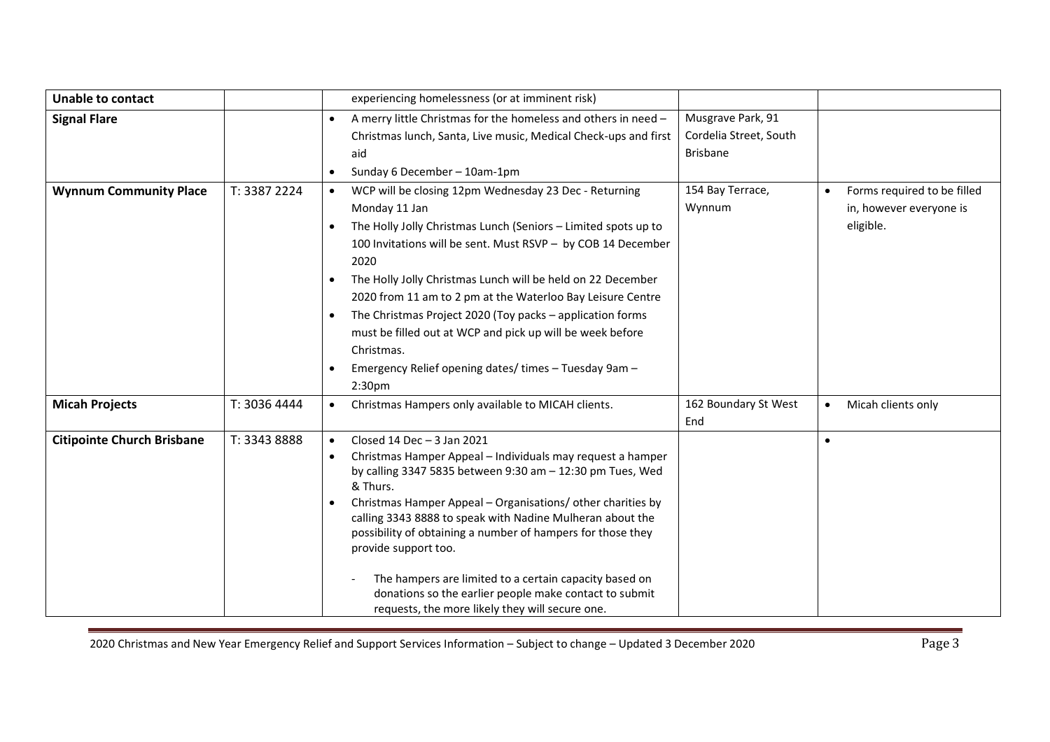| Unable to contact | | experiencing homelessness (or at imminent risk) | | |
|---|---|---|---|---|
| **Signal Flare** | | • A merry little Christmas for the homeless and others in need – Christmas lunch, Santa, Live music, Medical Check-ups and first aid<br>• Sunday 6 December – 10am-1pm | Musgrave Park, 91 Cordelia Street, South Brisbane | |
| **Wynnum Community Place** | T: 3387 2224 | • WCP will be closing 12pm Wednesday 23 Dec - Returning Monday 11 Jan<br>• The Holly Jolly Christmas Lunch (Seniors – Limited spots up to 100 Invitations will be sent. Must RSVP – by COB 14 December 2020<br>• The Holly Jolly Christmas Lunch will be held on 22 December 2020 from 11 am to 2 pm at the Waterloo Bay Leisure Centre<br>• The Christmas Project 2020 (Toy packs – application forms must be filled out at WCP and pick up will be week before Christmas.<br>• Emergency Relief opening dates/ times – Tuesday 9am – 2:30pm | 154 Bay Terrace, Wynnum | • Forms required to be filled in, however everyone is eligible. |
| **Micah Projects** | T: 3036 4444 | • Christmas Hampers only available to MICAH clients. | 162 Boundary St West End | • Micah clients only |
| **Citipointe Church Brisbane** | T: 3343 8888 | • Closed 14 Dec – 3 Jan 2021<br>• Christmas Hamper Appeal – Individuals may request a hamper by calling 3347 5835 between 9:30 am – 12:30 pm Tues, Wed & Thurs.<br>• Christmas Hamper Appeal – Organisations/ other charities by calling 3343 8888 to speak with Nadine Mulheran about the possibility of obtaining a number of hampers for those they provide support too.<br>- The hampers are limited to a certain capacity based on donations so the earlier people make contact to submit requests, the more likely they will secure one. | | • |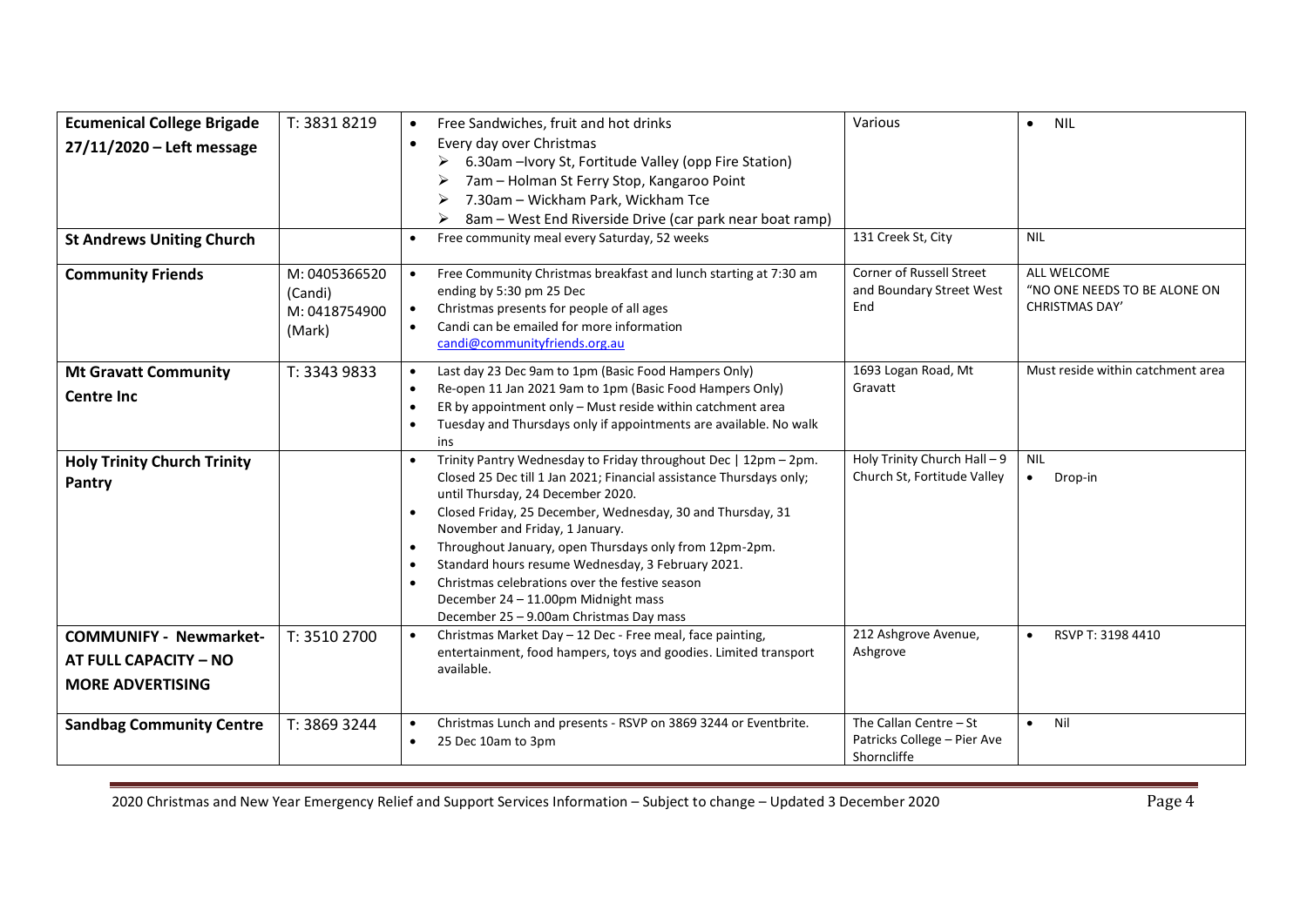| | | | | |
|---|---|---|---|---|
| **Ecumenical College Brigade 27/11/2020 – Left message** | T: 3831 8219 | • Free Sandwiches, fruit and hot drinks<br>• Every day over Christmas<br>➢ 6.30am –Ivory St, Fortitude Valley (opp Fire Station)<br>➢ 7am – Holman St Ferry Stop, Kangaroo Point<br>➢ 7.30am – Wickham Park, Wickham Tce<br>➢ 8am – West End Riverside Drive (car park near boat ramp) | Various | • NIL |
| **St Andrews Uniting Church** | | • Free community meal every Saturday, 52 weeks | 131 Creek St, City | NIL |
| **Community Friends** | M: 0405366520 (Candi)<br>M: 0418754900 (Mark) | • Free Community Christmas breakfast and lunch starting at 7:30 am ending by 5:30 pm 25 Dec<br>• Christmas presents for people of all ages<br>• Candi can be emailed for more information candi@communityfriends.org.au | Corner of Russell Street and Boundary Street West End | ALL WELCOME "NO ONE NEEDS TO BE ALONE ON CHRISTMAS DAY' |
| **Mt Gravatt Community Centre Inc** | T: 3343 9833 | • Last day 23 Dec 9am to 1pm (Basic Food Hampers Only)<br>• Re-open 11 Jan 2021 9am to 1pm (Basic Food Hampers Only)<br>• ER by appointment only – Must reside within catchment area<br>• Tuesday and Thursdays only if appointments are available. No walk ins | 1693 Logan Road, Mt Gravatt | Must reside within catchment area |
| **Holy Trinity Church Trinity Pantry** | | • Trinity Pantry Wednesday to Friday throughout Dec \| 12pm – 2pm. Closed 25 Dec till 1 Jan 2021; Financial assistance Thursdays only; until Thursday, 24 December 2020.<br>• Closed Friday, 25 December, Wednesday, 30 and Thursday, 31 November and Friday, 1 January.<br>• Throughout January, open Thursdays only from 12pm-2pm.<br>• Standard hours resume Wednesday, 3 February 2021.<br>• Christmas celebrations over the festive season<br>December 24 – 11.00pm Midnight mass<br>December 25 – 9.00am Christmas Day mass | Holy Trinity Church Hall – 9 Church St, Fortitude Valley | NIL<br>• Drop-in |
| **COMMUNIFY - Newmarket- AT FULL CAPACITY – NO MORE ADVERTISING** | T: 3510 2700 | • Christmas Market Day – 12 Dec - Free meal, face painting, entertainment, food hampers, toys and goodies. Limited transport available. | 212 Ashgrove Avenue, Ashgrove | • RSVP T: 3198 4410 |
| **Sandbag Community Centre** | T: 3869 3244 | • Christmas Lunch and presents - RSVP on 3869 3244 or Eventbrite.<br>• 25 Dec 10am to 3pm | The Callan Centre – St Patricks College – Pier Ave Shorncliffe | • Nil |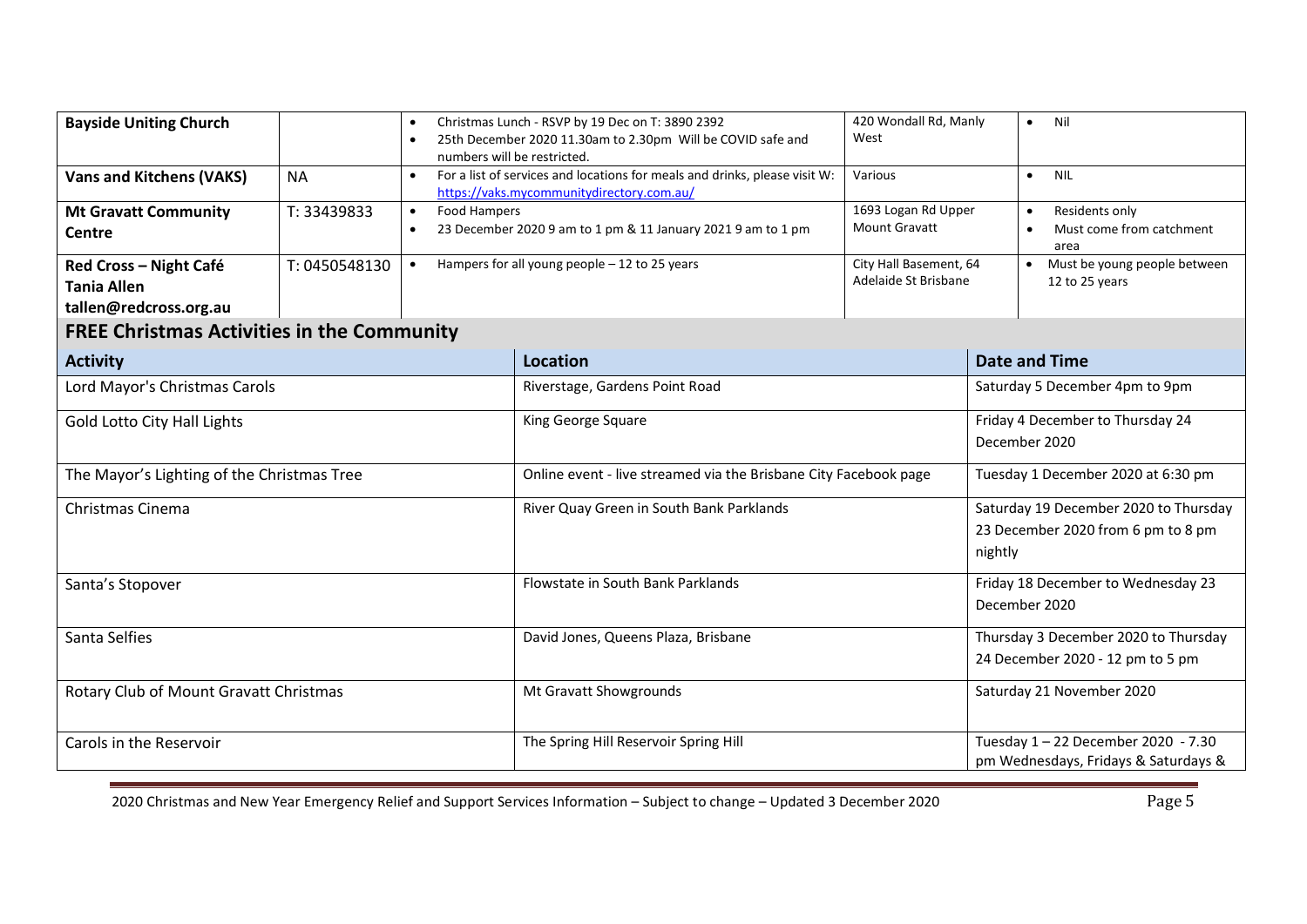| | | | | |
|---|---|---|---|---|
| **Bayside Uniting Church** | | • Christmas Lunch - RSVP by 19 Dec on T: 3890 2392<br>• 25th December 2020 11.30am to 2.30pm Will be COVID safe and numbers will be restricted. | 420 Wondall Rd, Manly West | • Nil |
| **Vans and Kitchens (VAKS)** | NA | • For a list of services and locations for meals and drinks, please visit W: https://vaks.mycommunitydirectory.com.au/ | Various | • NIL |
| **Mt Gravatt Community Centre** | T: 33439833 | • Food Hampers<br>• 23 December 2020 9 am to 1 pm & 11 January 2021 9 am to 1 pm | 1693 Logan Rd Upper Mount Gravatt | • Residents only<br>• Must come from catchment area |
| **Red Cross – Night Café**<br>**Tania Allen**<br>**tallen@redcross.org.au** | T: 0450548130 | • Hampers for all young people – 12 to 25 years | City Hall Basement, 64 Adelaide St Brisbane | • Must be young people between 12 to 25 years |

## FREE Christmas Activities in the Community

| Activity | Location | Date and Time |
|---|---|---|
| Lord Mayor's Christmas Carols | Riverstage, Gardens Point Road | Saturday 5 December 4pm to 9pm |
| Gold Lotto City Hall Lights | King George Square | Friday 4 December to Thursday 24 December 2020 |
| The Mayor's Lighting of the Christmas Tree | Online event - live streamed via the Brisbane City Facebook page | Tuesday 1 December 2020 at 6:30 pm |
| Christmas Cinema | River Quay Green in South Bank Parklands | Saturday 19 December 2020 to Thursday 23 December 2020 from 6 pm to 8 pm nightly |
| Santa's Stopover | Flowstate in South Bank Parklands | Friday 18 December to Wednesday 23 December 2020 |
| Santa Selfies | David Jones, Queens Plaza, Brisbane | Thursday 3 December 2020 to Thursday 24 December 2020 - 12 pm to 5 pm |
| Rotary Club of Mount Gravatt Christmas | Mt Gravatt Showgrounds | Saturday 21 November 2020 |
| Carols in the Reservoir | The Spring Hill Reservoir Spring Hill | Tuesday 1 – 22 December 2020 - 7.30 pm Wednesdays, Fridays & Saturdays & |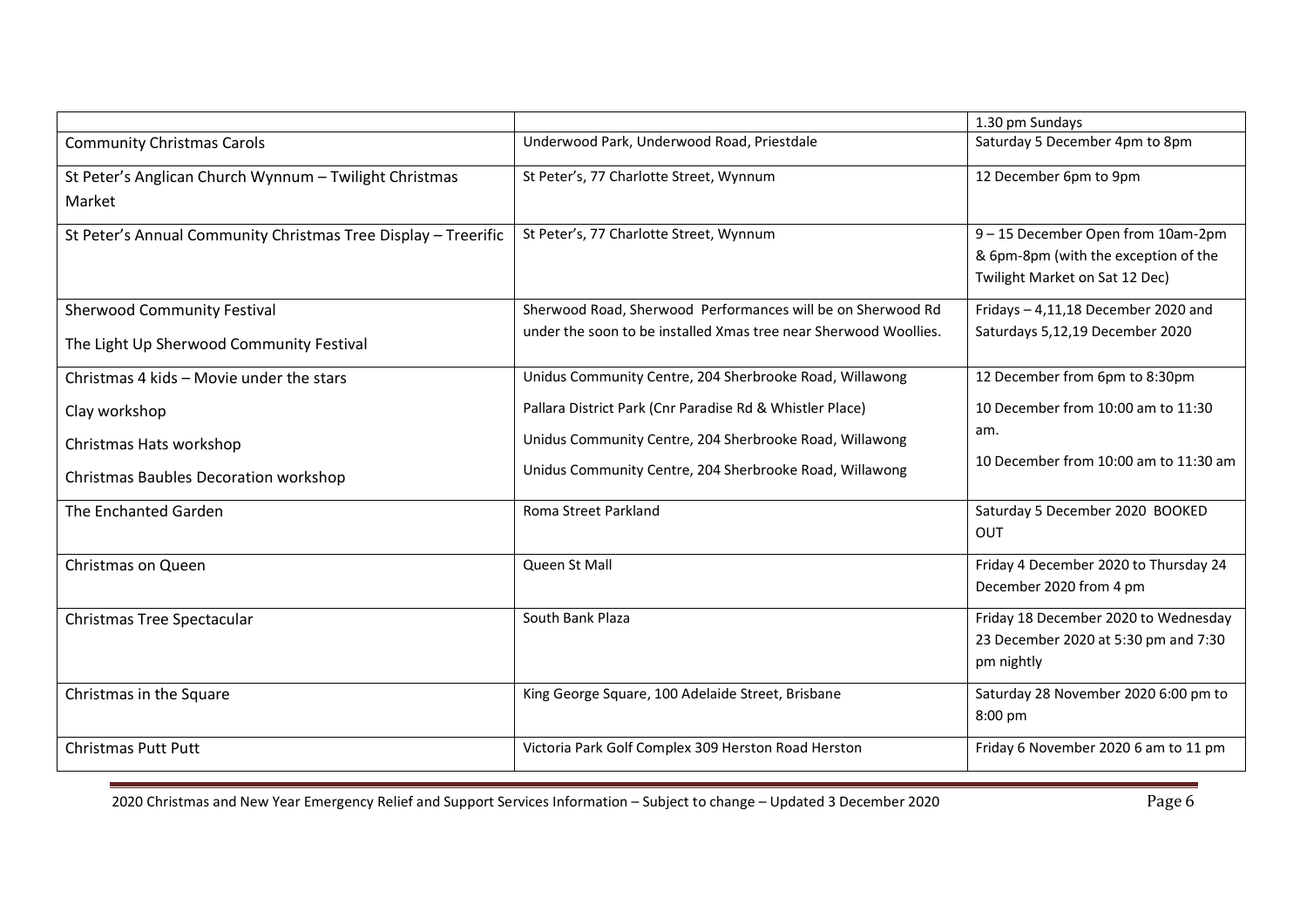| | | |
|---|---|---|
| | | 1.30 pm Sundays |
| Community Christmas Carols | Underwood Park, Underwood Road, Priestdale | Saturday 5 December 4pm to 8pm |
| St Peter's Anglican Church Wynnum – Twilight Christmas Market | St Peter's, 77 Charlotte Street, Wynnum | 12 December 6pm to 9pm |
| St Peter's Annual Community Christmas Tree Display – Treerific | St Peter's, 77 Charlotte Street, Wynnum | 9 – 15 December Open from 10am-2pm & 6pm-8pm (with the exception of the Twilight Market on Sat 12 Dec) |
| Sherwood Community Festival<br><br>The Light Up Sherwood Community Festival | Sherwood Road, Sherwood Performances will be on Sherwood Rd under the soon to be installed Xmas tree near Sherwood Woollies. | Fridays – 4,11,18 December 2020 and Saturdays 5,12,19 December 2020 |
| Christmas 4 kids – Movie under the stars<br><br>Clay workshop<br><br>Christmas Hats workshop<br><br>Christmas Baubles Decoration workshop | Unidus Community Centre, 204 Sherbrooke Road, Willawong<br><br>Pallara District Park (Cnr Paradise Rd & Whistler Place)<br><br>Unidus Community Centre, 204 Sherbrooke Road, Willawong<br><br>Unidus Community Centre, 204 Sherbrooke Road, Willawong | 12 December from 6pm to 8:30pm<br><br>10 December from 10:00 am to 11:30 am.<br><br>10 December from 10:00 am to 11:30 am |
| The Enchanted Garden | Roma Street Parkland | Saturday 5 December 2020 BOOKED OUT |
| Christmas on Queen | Queen St Mall | Friday 4 December 2020 to Thursday 24 December 2020 from 4 pm |
| Christmas Tree Spectacular | South Bank Plaza | Friday 18 December 2020 to Wednesday 23 December 2020 at 5:30 pm and 7:30 pm nightly |
| Christmas in the Square | King George Square, 100 Adelaide Street, Brisbane | Saturday 28 November 2020 6:00 pm to 8:00 pm |
| Christmas Putt Putt | Victoria Park Golf Complex 309 Herston Road Herston | Friday 6 November 2020 6 am to 11 pm |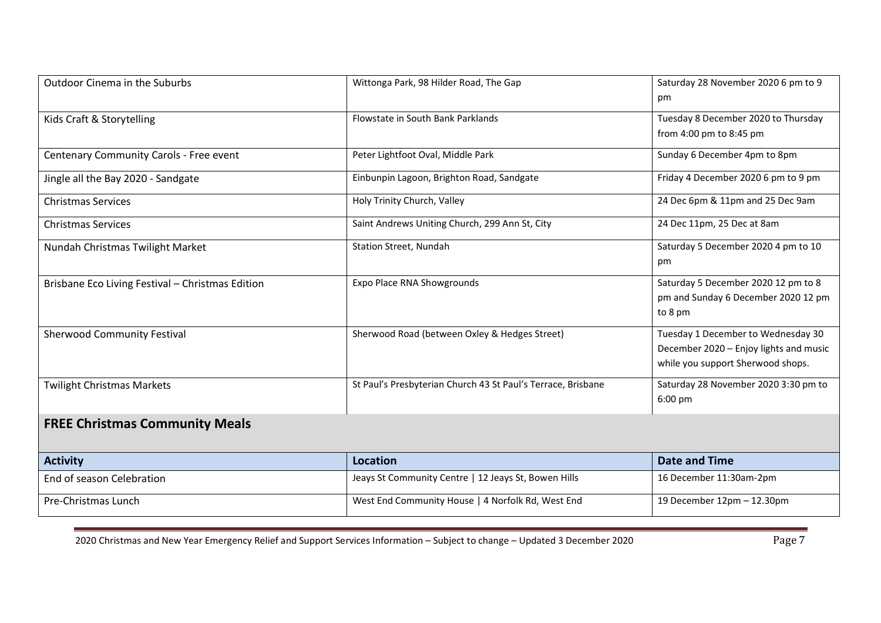| | | |
|---|---|---|
| Outdoor Cinema in the Suburbs | Wittonga Park, 98 Hilder Road, The Gap | Saturday 28 November 2020 6 pm to 9 pm |
| Kids Craft & Storytelling | Flowstate in South Bank Parklands | Tuesday 8 December 2020 to Thursday from 4:00 pm to 8:45 pm |
| Centenary Community Carols - Free event | Peter Lightfoot Oval, Middle Park | Sunday 6 December 4pm to 8pm |
| Jingle all the Bay 2020 - Sandgate | Einbunpin Lagoon, Brighton Road, Sandgate | Friday 4 December 2020 6 pm to 9 pm |
| Christmas Services | Holy Trinity Church, Valley | 24 Dec 6pm & 11pm and 25 Dec 9am |
| Christmas Services | Saint Andrews Uniting Church, 299 Ann St, City | 24 Dec 11pm, 25 Dec at 8am |
| Nundah Christmas Twilight Market | Station Street, Nundah | Saturday 5 December 2020 4 pm to 10 pm |
| Brisbane Eco Living Festival – Christmas Edition | Expo Place RNA Showgrounds | Saturday 5 December 2020 12 pm to 8 pm and Sunday 6 December 2020 12 pm to 8 pm |
| Sherwood Community Festival | Sherwood Road (between Oxley & Hedges Street) | Tuesday 1 December to Wednesday 30 December 2020 – Enjoy lights and music while you support Sherwood shops. |
| Twilight Christmas Markets | St Paul's Presbyterian Church 43 St Paul's Terrace, Brisbane | Saturday 28 November 2020 3:30 pm to 6:00 pm |

## FREE Christmas Community Meals

| Activity | Location | Date and Time |
|---|---|---|
| End of season Celebration | Jeays St Community Centre \| 12 Jeays St, Bowen Hills | 16 December 11:30am-2pm |
| Pre-Christmas Lunch | West End Community House \| 4 Norfolk Rd, West End | 19 December 12pm – 12.30pm |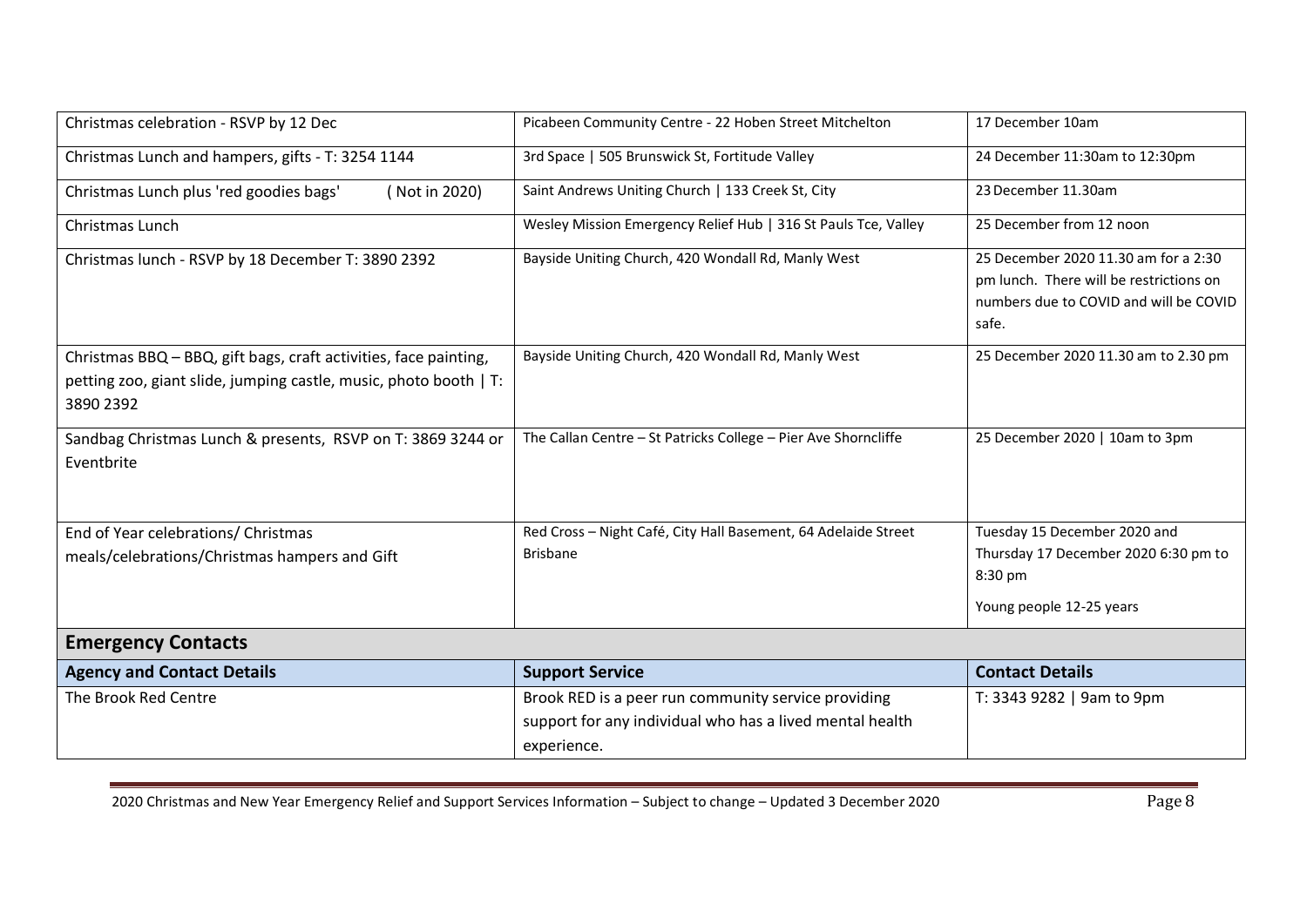| | | |
|---|---|---|
| Christmas celebration - RSVP by 12 Dec | Picabeen Community Centre - 22 Hoben Street Mitchelton | 17 December 10am |
| Christmas Lunch and hampers, gifts - T: 3254 1144 | 3rd Space \| 505 Brunswick St, Fortitude Valley | 24 December 11:30am to 12:30pm |
| Christmas Lunch plus 'red goodies bags' (Not in 2020) | Saint Andrews Uniting Church \| 133 Creek St, City | 23 December 11.30am |
| Christmas Lunch | Wesley Mission Emergency Relief Hub \| 316 St Pauls Tce, Valley | 25 December from 12 noon |
| Christmas lunch - RSVP by 18 December T: 3890 2392 | Bayside Uniting Church, 420 Wondall Rd, Manly West | 25 December 2020 11.30 am for a 2:30 pm lunch. There will be restrictions on numbers due to COVID and will be COVID safe. |
| Christmas BBQ – BBQ, gift bags, craft activities, face painting, petting zoo, giant slide, jumping castle, music, photo booth \| T: 3890 2392 | Bayside Uniting Church, 420 Wondall Rd, Manly West | 25 December 2020 11.30 am to 2.30 pm |
| Sandbag Christmas Lunch & presents, RSVP on T: 3869 3244 or Eventbrite | The Callan Centre – St Patricks College – Pier Ave Shorncliffe | 25 December 2020 \| 10am to 3pm |
| End of Year celebrations/ Christmas meals/celebrations/Christmas hampers and Gift | Red Cross – Night Café, City Hall Basement, 64 Adelaide Street Brisbane | Tuesday 15 December 2020 and Thursday 17 December 2020 6:30 pm to 8:30 pm<br>Young people 12-25 years |

## Emergency Contacts

| Agency and Contact Details | Support Service | Contact Details |
|---|---|---|
| The Brook Red Centre | Brook RED is a peer run community service providing support for any individual who has a lived mental health experience. | T: 3343 9282 \| 9am to 9pm |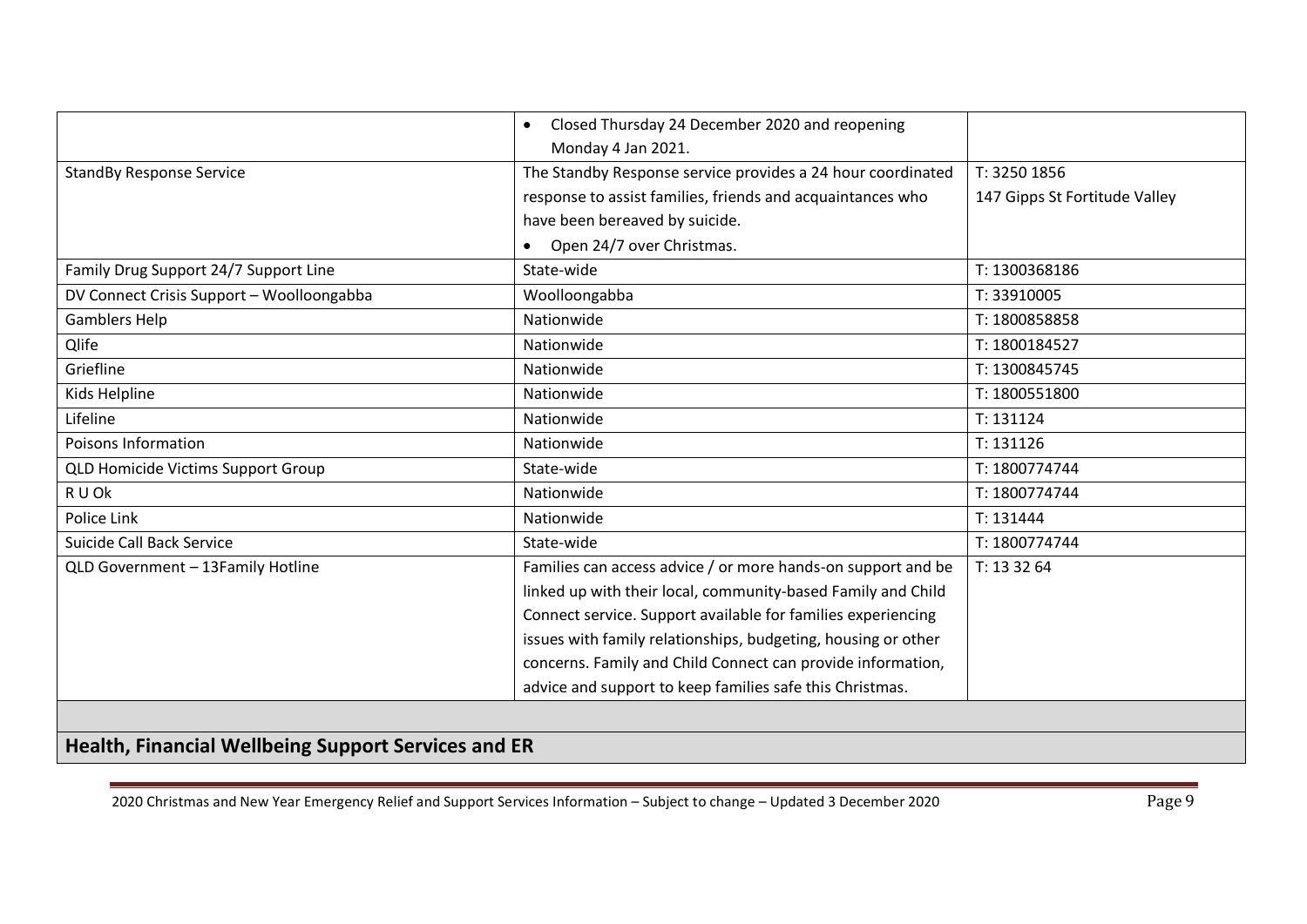| | | |
|---|---|---|
| | • Closed Thursday 24 December 2020 and reopening Monday 4 Jan 2021. | |
| StandBy Response Service | The Standby Response service provides a 24 hour coordinated response to assist families, friends and acquaintances who have been bereaved by suicide.<br>• Open 24/7 over Christmas. | T: 3250 1856<br>147 Gipps St Fortitude Valley |
| Family Drug Support 24/7 Support Line | State-wide | T: 1300368186 |
| DV Connect Crisis Support – Woolloongabba | Woolloongabba | T: 33910005 |
| Gamblers Help | Nationwide | T: 1800858858 |
| Qlife | Nationwide | T: 1800184527 |
| Griefline | Nationwide | T: 1300845745 |
| Kids Helpline | Nationwide | T: 1800551800 |
| Lifeline | Nationwide | T: 131124 |
| Poisons Information | Nationwide | T: 131126 |
| QLD Homicide Victims Support Group | State-wide | T: 1800774744 |
| R U Ok | Nationwide | T: 1800774744 |
| Police Link | Nationwide | T: 131444 |
| Suicide Call Back Service | State-wide | T: 1800774744 |
| QLD Government – 13Family Hotline | Families can access advice / or more hands-on support and be linked up with their local, community-based Family and Child Connect service. Support available for families experiencing issues with family relationships, budgeting, housing or other concerns. Family and Child Connect can provide information, advice and support to keep families safe this Christmas. | T: 13 32 64 |

## Health, Financial Wellbeing Support Services and ER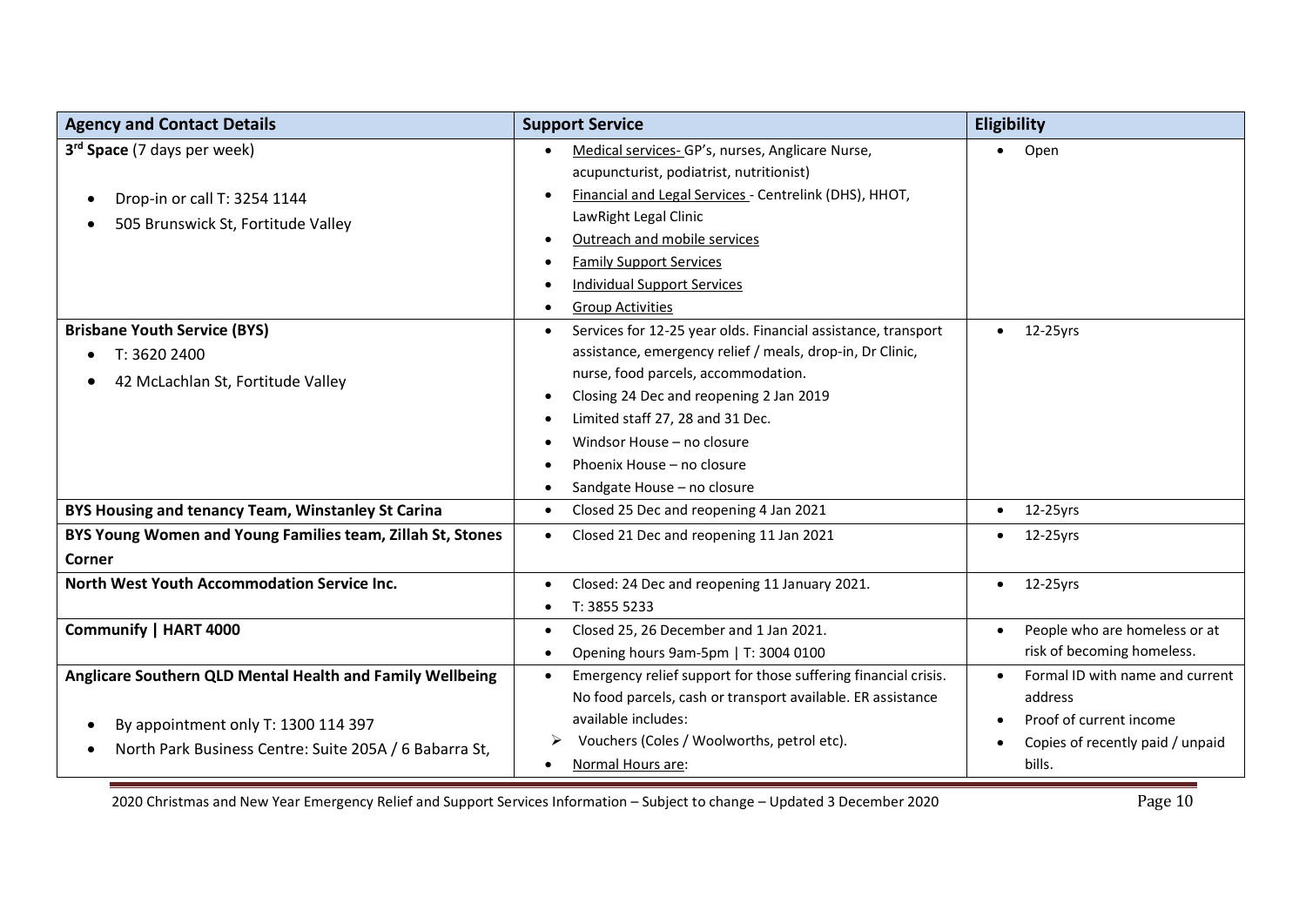| Agency and Contact Details | Support Service | Eligibility |
|---|---|---|
| **3rd Space** (7 days per week)<br>• Drop-in or call T: 3254 1144<br>• 505 Brunswick St, Fortitude Valley | • Medical services- GP's, nurses, Anglicare Nurse, acupuncturist, podiatrist, nutritionist)<br>• Financial and Legal Services - Centrelink (DHS), HHOT, LawRight Legal Clinic<br>• Outreach and mobile services<br>• Family Support Services<br>• Individual Support Services<br>• Group Activities | • Open |
| **Brisbane Youth Service (BYS)**<br>• T: 3620 2400<br>• 42 McLachlan St, Fortitude Valley | • Services for 12-25 year olds. Financial assistance, transport assistance, emergency relief / meals, drop-in, Dr Clinic, nurse, food parcels, accommodation.<br>• Closing 24 Dec and reopening 2 Jan 2019<br>• Limited staff 27, 28 and 31 Dec.<br>• Windsor House – no closure<br>• Phoenix House – no closure<br>• Sandgate House – no closure | • 12-25yrs |
| **BYS Housing and tenancy Team, Winstanley St Carina** | • Closed 25 Dec and reopening 4 Jan 2021 | • 12-25yrs |
| **BYS Young Women and Young Families team, Zillah St, Stones Corner** | • Closed 21 Dec and reopening 11 Jan 2021 | • 12-25yrs |
| **North West Youth Accommodation Service Inc.** | • Closed: 24 Dec and reopening 11 January 2021.<br>• T: 3855 5233 | • 12-25yrs |
| **Communify \| HART 4000** | • Closed 25, 26 December and 1 Jan 2021.<br>• Opening hours 9am-5pm \| T: 3004 0100 | • People who are homeless or at risk of becoming homeless. |
| **Anglicare Southern QLD Mental Health and Family Wellbeing**<br>• By appointment only T: 1300 114 397<br>• North Park Business Centre: Suite 205A / 6 Babarra St, | • Emergency relief support for those suffering financial crisis. No food parcels, cash or transport available. ER assistance available includes:<br>➢ Vouchers (Coles / Woolworths, petrol etc).<br>• Normal Hours are: | • Formal ID with name and current address<br>• Proof of current income<br>• Copies of recently paid / unpaid bills. |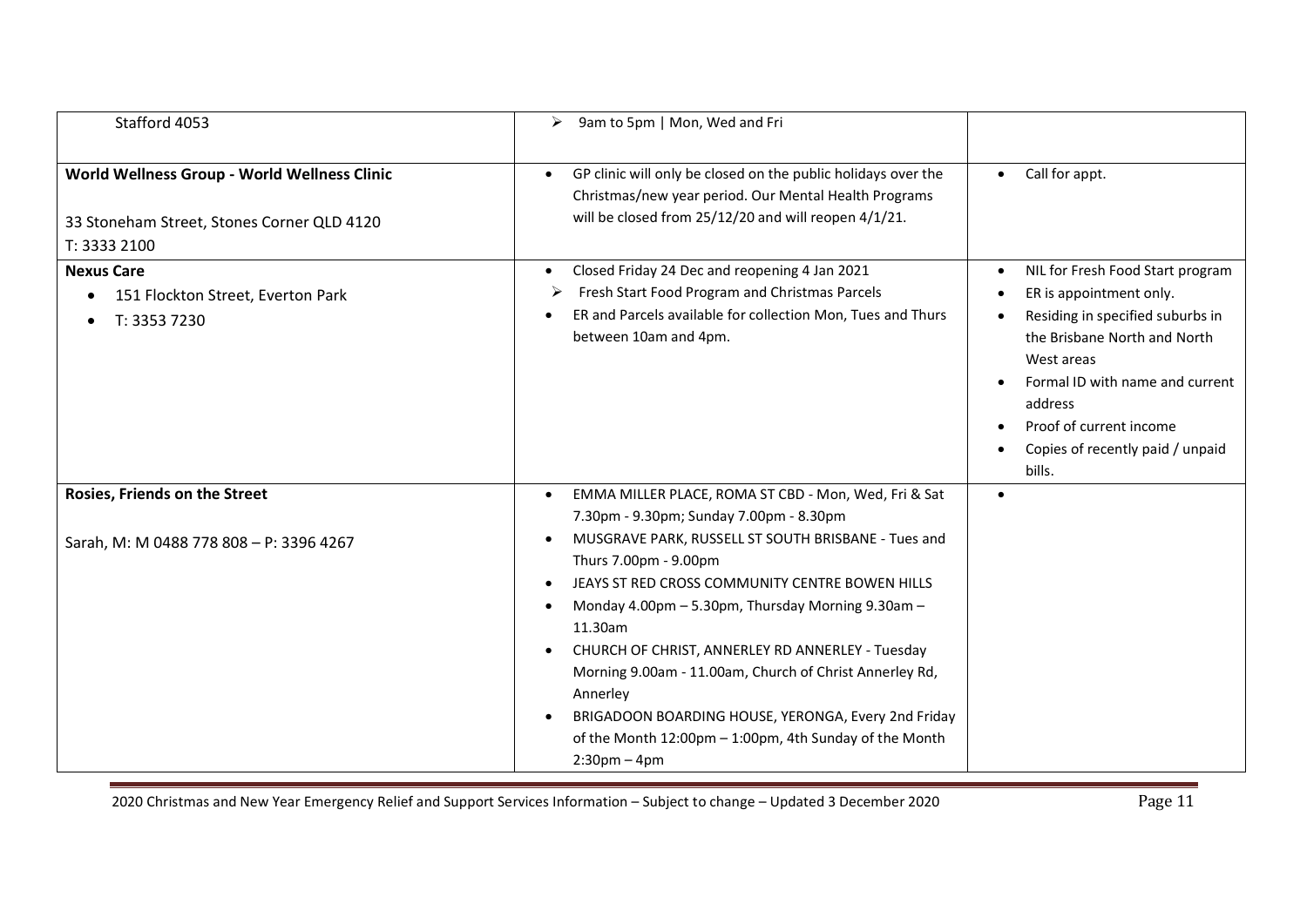| | | |
|---|---|---|
| Stafford 4053 | ➢ 9am to 5pm \| Mon, Wed and Fri | |
| **World Wellness Group - World Wellness Clinic**<br><br>33 Stoneham Street, Stones Corner QLD 4120<br>T: 3333 2100 | • GP clinic will only be closed on the public holidays over the Christmas/new year period. Our Mental Health Programs will be closed from 25/12/20 and will reopen 4/1/21. | • Call for appt. |
| **Nexus Care**<br>• 151 Flockton Street, Everton Park<br>• T: 3353 7230 | • Closed Friday 24 Dec and reopening 4 Jan 2021<br>➢ Fresh Start Food Program and Christmas Parcels<br>• ER and Parcels available for collection Mon, Tues and Thurs between 10am and 4pm. | • NIL for Fresh Food Start program<br>• ER is appointment only.<br>• Residing in specified suburbs in the Brisbane North and North West areas<br>• Formal ID with name and current address<br>• Proof of current income<br>• Copies of recently paid / unpaid bills. |
| **Rosies, Friends on the Street**<br><br>Sarah, M: M 0488 778 808 – P: 3396 4267 | • EMMA MILLER PLACE, ROMA ST CBD - Mon, Wed, Fri & Sat 7.30pm - 9.30pm; Sunday 7.00pm - 8.30pm<br>• MUSGRAVE PARK, RUSSELL ST SOUTH BRISBANE - Tues and Thurs 7.00pm - 9.00pm<br>• JEAYS ST RED CROSS COMMUNITY CENTRE BOWEN HILLS<br>• Monday 4.00pm – 5.30pm, Thursday Morning 9.30am – 11.30am<br>• CHURCH OF CHRIST, ANNERLEY RD ANNERLEY - Tuesday Morning 9.00am - 11.00am, Church of Christ Annerley Rd, Annerley<br>• BRIGADOON BOARDING HOUSE, YERONGA, Every 2nd Friday of the Month 12:00pm – 1:00pm, 4th Sunday of the Month 2:30pm – 4pm | • |

2020 Christmas and New Year Emergency Relief and Support Services Information – Subject to change – Updated 3 December 2020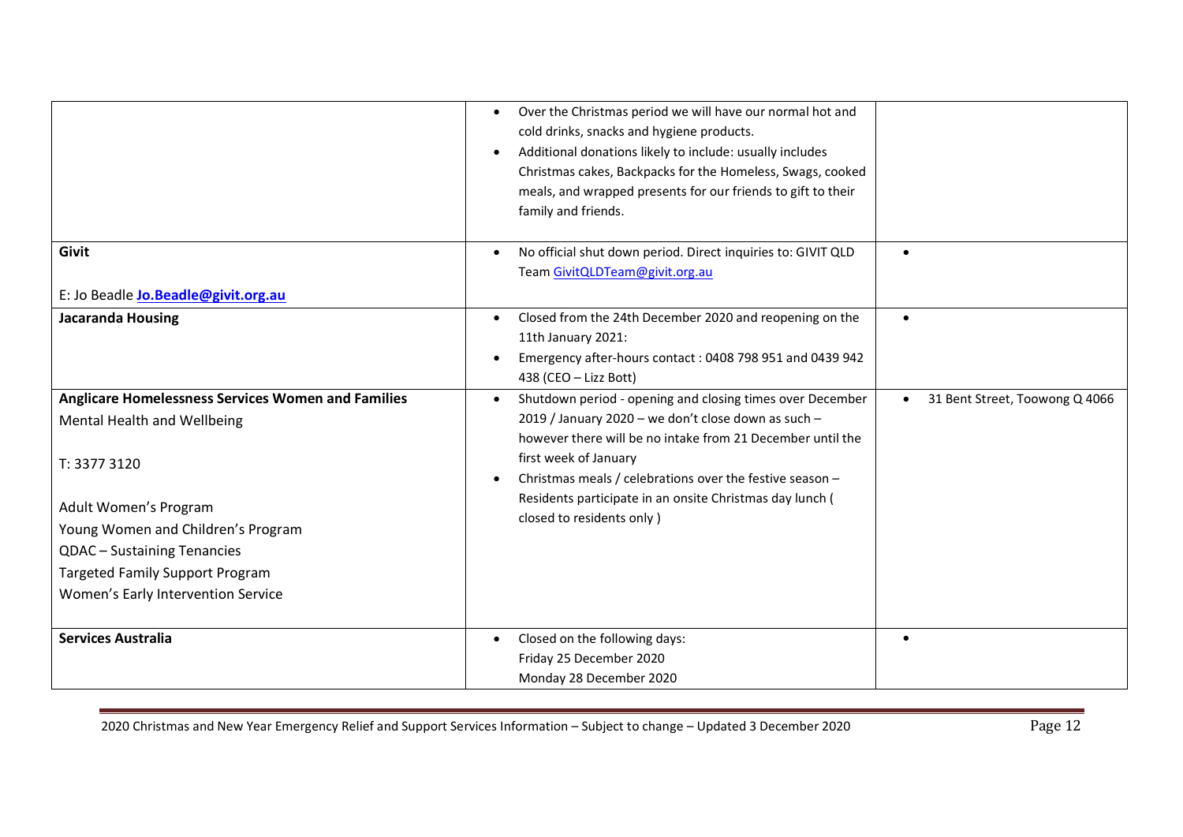| | | |
|---|---|---|
| | • Over the Christmas period we will have our normal hot and cold drinks, snacks and hygiene products.<br>• Additional donations likely to include: usually includes Christmas cakes, Backpacks for the Homeless, Swags, cooked meals, and wrapped presents for our friends to gift to their family and friends. | |
| **Givit**<br><br>E: Jo Beadle **Jo.Beadle@givit.org.au** | • No official shut down period. Direct inquiries to: GIVIT QLD Team GivitQLDTeam@givit.org.au | • |
| **Jacaranda Housing** | • Closed from the 24th December 2020 and reopening on the 11th January 2021:<br>• Emergency after-hours contact : 0408 798 951 and 0439 942 438 (CEO – Lizz Bott) | • |
| **Anglicare Homelessness Services Women and Families**<br>Mental Health and Wellbeing<br><br>T: 3377 3120<br><br>Adult Women's Program<br>Young Women and Children's Program<br>QDAC – Sustaining Tenancies<br>Targeted Family Support Program<br>Women's Early Intervention Service | • Shutdown period - opening and closing times over December 2019 / January 2020 – we don't close down as such – however there will be no intake from 21 December until the first week of January<br>• Christmas meals / celebrations over the festive season – Residents participate in an onsite Christmas day lunch ( closed to residents only ) | • 31 Bent Street, Toowong Q 4066 |
| **Services Australia** | • Closed on the following days:<br>Friday 25 December 2020<br>Monday 28 December 2020 | • |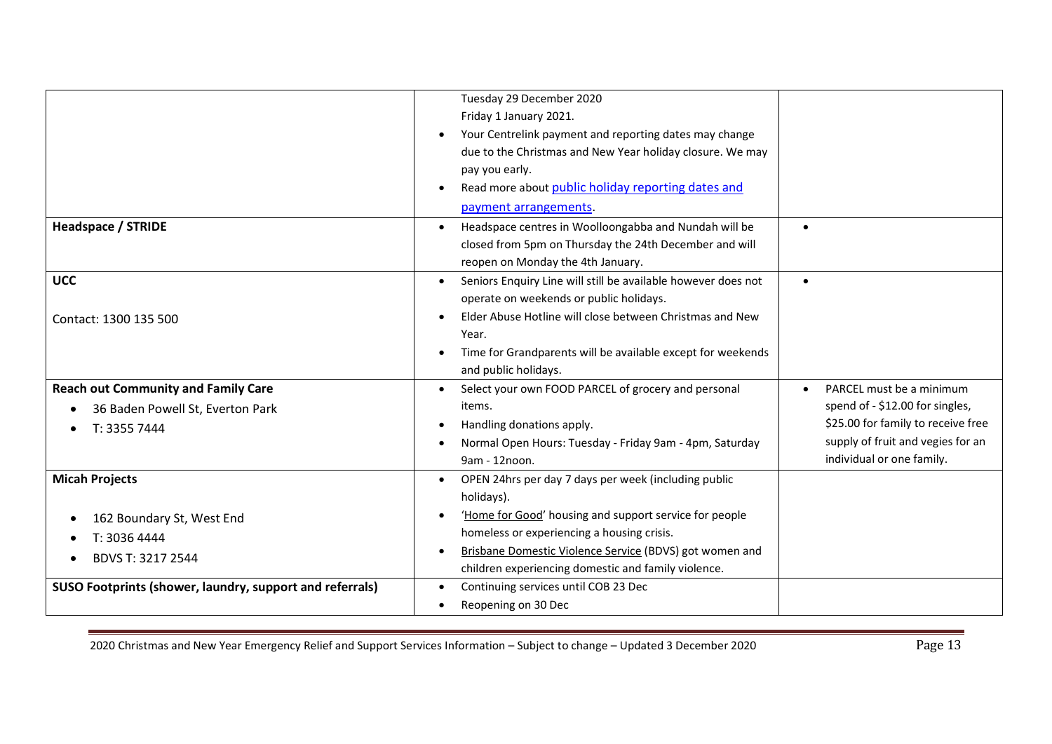| | | |
|---|---|---|
| | Tuesday 29 December 2020<br>Friday 1 January 2021.<br>• Your Centrelink payment and reporting dates may change due to the Christmas and New Year holiday closure. We may pay you early.<br>• Read more about [public holiday reporting dates and payment arrangements](). | |
| **Headspace / STRIDE** | • Headspace centres in Woolloongabba and Nundah will be closed from 5pm on Thursday the 24th December and will reopen on Monday the 4th January. | • |
| **UCC**<br><br>Contact: 1300 135 500 | • Seniors Enquiry Line will still be available however does not operate on weekends or public holidays.<br>• Elder Abuse Hotline will close between Christmas and New Year.<br>• Time for Grandparents will be available except for weekends and public holidays. | • |
| **Reach out Community and Family Care**<br>• 36 Baden Powell St, Everton Park<br>• T: 3355 7444 | • Select your own FOOD PARCEL of grocery and personal items.<br>• Handling donations apply.<br>• Normal Open Hours: Tuesday - Friday 9am - 4pm, Saturday 9am - 12noon. | • PARCEL must be a minimum spend of - $12.00 for singles, $25.00 for family to receive free supply of fruit and vegies for an individual or one family. |
| **Micah Projects**<br><br>• 162 Boundary St, West End<br>• T: 3036 4444<br>• BDVS T: 3217 2544 | • OPEN 24hrs per day 7 days per week (including public holidays).<br>• 'Home for Good' housing and support service for people homeless or experiencing a housing crisis.<br>• Brisbane Domestic Violence Service (BDVS) got women and children experiencing domestic and family violence. | |
| **SUSO Footprints (shower, laundry, support and referrals)** | • Continuing services until COB 23 Dec<br>• Reopening on 30 Dec | |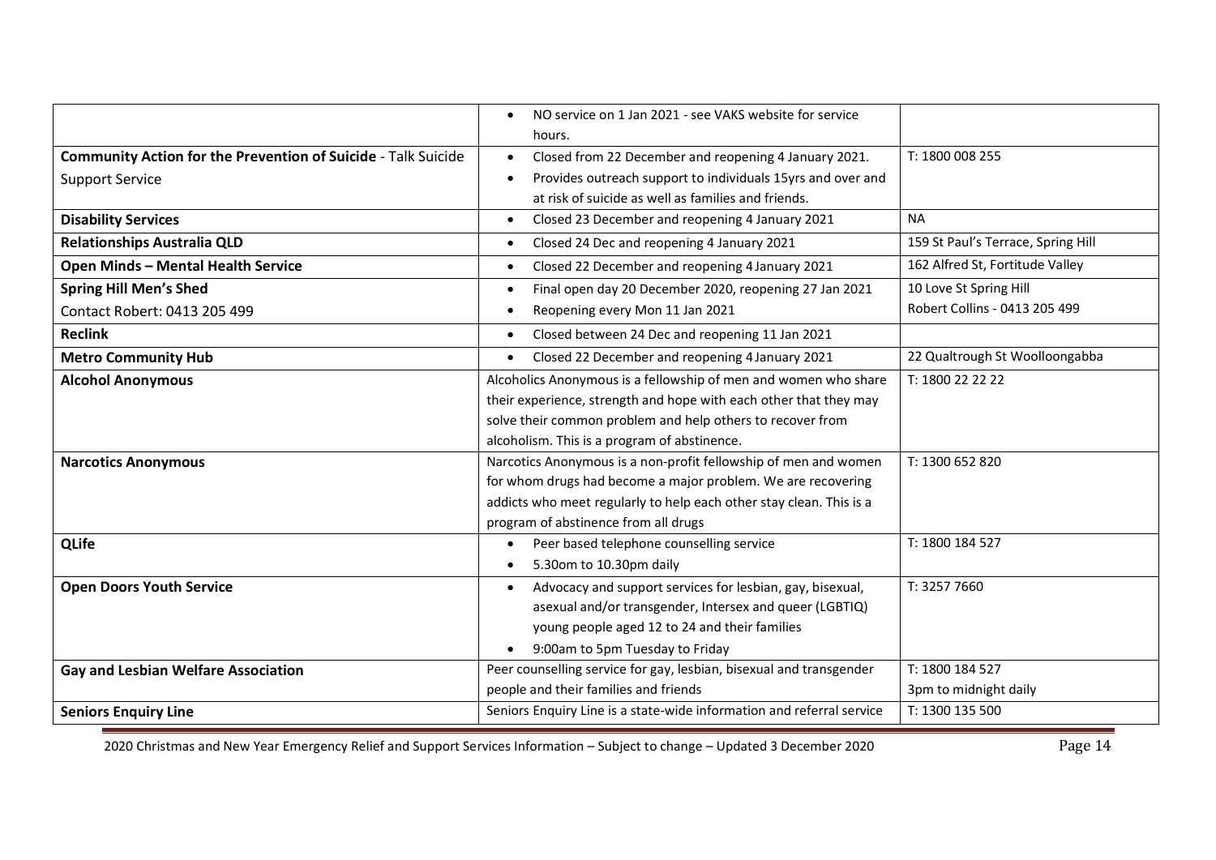| | | |
|---|---|---|
| | • NO service on 1 Jan 2021 - see VAKS website for service hours. | |
| **Community Action for the Prevention of Suicide** - Talk Suicide Support Service | • Closed from 22 December and reopening 4 January 2021.<br>• Provides outreach support to individuals 15yrs and over and at risk of suicide as well as families and friends. | T: 1800 008 255 |
| **Disability Services** | • Closed 23 December and reopening 4 January 2021 | NA |
| **Relationships Australia QLD** | • Closed 24 Dec and reopening 4 January 2021 | 159 St Paul's Terrace, Spring Hill |
| **Open Minds – Mental Health Service** | • Closed 22 December and reopening 4 January 2021 | 162 Alfred St, Fortitude Valley |
| **Spring Hill Men's Shed**<br>Contact Robert: 0413 205 499 | • Final open day 20 December 2020, reopening 27 Jan 2021<br>• Reopening every Mon 11 Jan 2021 | 10 Love St Spring Hill<br>Robert Collins - 0413 205 499 |
| **Reclink** | • Closed between 24 Dec and reopening 11 Jan 2021 | |
| **Metro Community Hub** | • Closed 22 December and reopening 4 January 2021 | 22 Qualtrough St Woolloongabba |
| **Alcohol Anonymous** | Alcoholics Anonymous is a fellowship of men and women who share their experience, strength and hope with each other that they may solve their common problem and help others to recover from alcoholism. This is a program of abstinence. | T: 1800 22 22 22 |
| **Narcotics Anonymous** | Narcotics Anonymous is a non-profit fellowship of men and women for whom drugs had become a major problem. We are recovering addicts who meet regularly to help each other stay clean. This is a program of abstinence from all drugs | T: 1300 652 820 |
| **QLife** | • Peer based telephone counselling service<br>• 5.30om to 10.30pm daily | T: 1800 184 527 |
| **Open Doors Youth Service** | • Advocacy and support services for lesbian, gay, bisexual, asexual and/or transgender, Intersex and queer (LGBTIQ) young people aged 12 to 24 and their families<br>• 9:00am to 5pm Tuesday to Friday | T: 3257 7660 |
| **Gay and Lesbian Welfare Association** | Peer counselling service for gay, lesbian, bisexual and transgender people and their families and friends | T: 1800 184 527<br>3pm to midnight daily |
| **Seniors Enquiry Line** | Seniors Enquiry Line is a state-wide information and referral service | T: 1300 135 500 |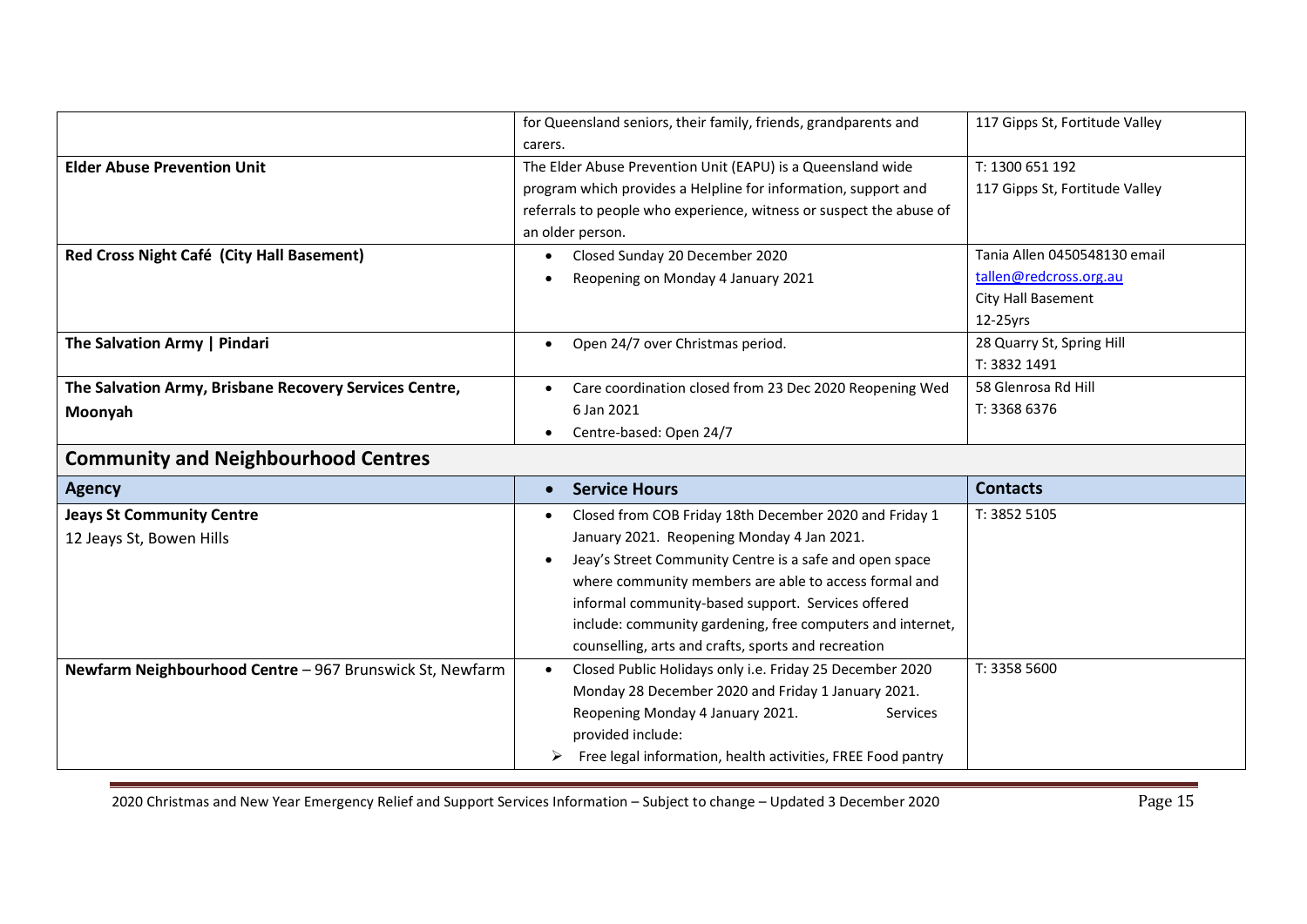| | | |
|---|---|---|
| | for Queensland seniors, their family, friends, grandparents and carers. | 117 Gipps St, Fortitude Valley |
| **Elder Abuse Prevention Unit** | The Elder Abuse Prevention Unit (EAPU) is a Queensland wide program which provides a Helpline for information, support and referrals to people who experience, witness or suspect the abuse of an older person. | T: 1300 651 192<br>117 Gipps St, Fortitude Valley |
| **Red Cross Night Café (City Hall Basement)** | • Closed Sunday 20 December 2020<br>• Reopening on Monday 4 January 2021 | Tania Allen 0450548130 email tallen@redcross.org.au<br>City Hall Basement<br>12-25yrs |
| **The Salvation Army \| Pindari** | • Open 24/7 over Christmas period. | 28 Quarry St, Spring Hill<br>T: 3832 1491 |
| **The Salvation Army, Brisbane Recovery Services Centre, Moonyah** | • Care coordination closed from 23 Dec 2020 Reopening Wed 6 Jan 2021<br>• Centre-based: Open 24/7 | 58 Glenrosa Rd Hill<br>T: 3368 6376 |

## Community and Neighbourhood Centres

| Agency | Service Hours | Contacts |
|---|---|---|
| **Jeays St Community Centre**<br>12 Jeays St, Bowen Hills | • Closed from COB Friday 18th December 2020 and Friday 1 January 2021. Reopening Monday 4 Jan 2021.<br>• Jeay's Street Community Centre is a safe and open space where community members are able to access formal and informal community-based support. Services offered include: community gardening, free computers and internet, counselling, arts and crafts, sports and recreation | T: 3852 5105 |
| **Newfarm Neighbourhood Centre** – 967 Brunswick St, Newfarm | • Closed Public Holidays only i.e. Friday 25 December 2020 Monday 28 December 2020 and Friday 1 January 2021. Reopening Monday 4 January 2021. Services provided include:<br>➢ Free legal information, health activities, FREE Food pantry | T: 3358 5600 |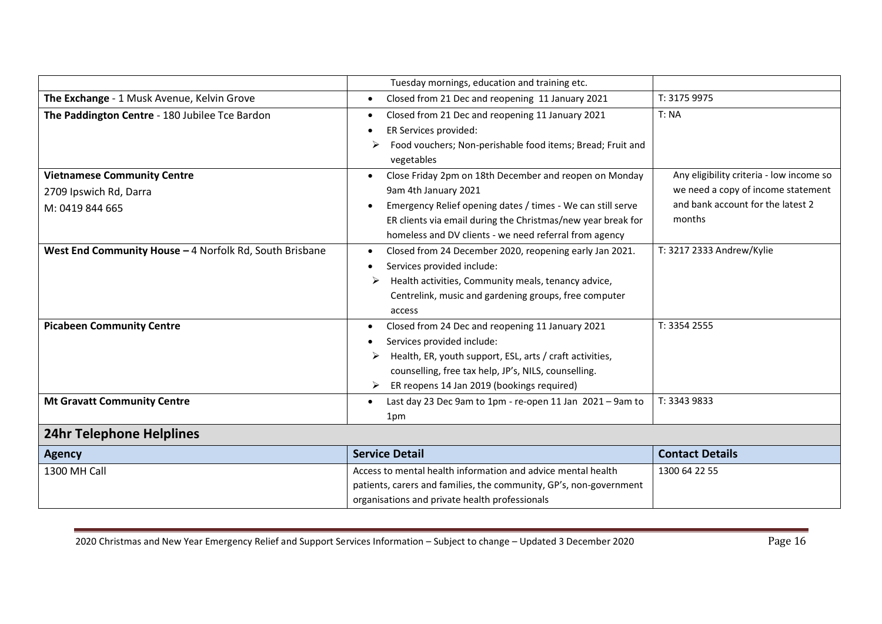| | | |
|---|---|---|
| | Tuesday mornings, education and training etc. | |
| **The Exchange** - 1 Musk Avenue, Kelvin Grove | • Closed from 21 Dec and reopening 11 January 2021 | T: 3175 9975 |
| **The Paddington Centre** - 180 Jubilee Tce Bardon | • Closed from 21 Dec and reopening 11 January 2021<br>• ER Services provided:<br>➢ Food vouchers; Non-perishable food items; Bread; Fruit and vegetables | T: NA |
| **Vietnamese Community Centre**<br>2709 Ipswich Rd, Darra<br>M: 0419 844 665 | • Close Friday 2pm on 18th December and reopen on Monday 9am 4th January 2021<br>• Emergency Relief opening dates / times - We can still serve ER clients via email during the Christmas/new year break for homeless and DV clients - we need referral from agency | Any eligibility criteria - low income so we need a copy of income statement and bank account for the latest 2 months |
| **West End Community House –** 4 Norfolk Rd, South Brisbane | • Closed from 24 December 2020, reopening early Jan 2021.<br>• Services provided include:<br>➢ Health activities, Community meals, tenancy advice, Centrelink, music and gardening groups, free computer access | T: 3217 2333 Andrew/Kylie |
| **Picabeen Community Centre** | • Closed from 24 Dec and reopening 11 January 2021<br>• Services provided include:<br>➢ Health, ER, youth support, ESL, arts / craft activities, counselling, free tax help, JP's, NILS, counselling.<br>➢ ER reopens 14 Jan 2019 (bookings required) | T: 3354 2555 |
| **Mt Gravatt Community Centre** | • Last day 23 Dec 9am to 1pm - re-open 11 Jan 2021 – 9am to 1pm | T: 3343 9833 |

## 24hr Telephone Helplines

| Agency | Service Detail | Contact Details |
|---|---|---|
| 1300 MH Call | Access to mental health information and advice mental health patients, carers and families, the community, GP's, non-government organisations and private health professionals | 1300 64 22 55 |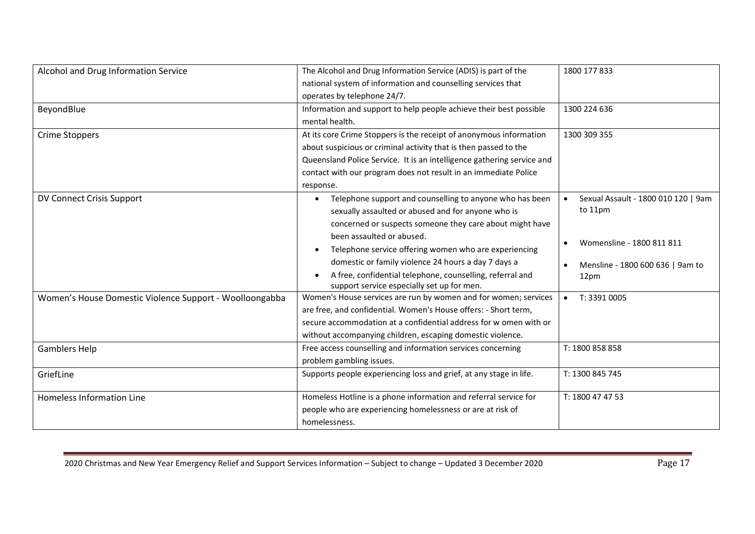| | | |
|---|---|---|
| Alcohol and Drug Information Service | The Alcohol and Drug Information Service (ADIS) is part of the national system of information and counselling services that operates by telephone 24/7. | 1800 177 833 |
| BeyondBlue | Information and support to help people achieve their best possible mental health. | 1300 224 636 |
| Crime Stoppers | At its core Crime Stoppers is the receipt of anonymous information about suspicious or criminal activity that is then passed to the Queensland Police Service. It is an intelligence gathering service and contact with our program does not result in an immediate Police response. | 1300 309 355 |
| DV Connect Crisis Support | • Telephone support and counselling to anyone who has been sexually assaulted or abused and for anyone who is concerned or suspects someone they care about might have been assaulted or abused.<br>• Telephone service offering women who are experiencing domestic or family violence 24 hours a day 7 days a<br>• A free, confidential telephone, counselling, referral and support service especially set up for men. | • Sexual Assault - 1800 010 120 \| 9am to 11pm<br>• Womensline - 1800 811 811<br>• Mensline - 1800 600 636 \| 9am to 12pm |
| Women's House Domestic Violence Support - Woolloongabba | Women's House services are run by women and for women; services are free, and confidential. Women's House offers: - Short term, secure accommodation at a confidential address for w omen with or without accompanying children, escaping domestic violence. | • T: 3391 0005 |
| Gamblers Help | Free access counselling and information services concerning problem gambling issues. | T: 1800 858 858 |
| GriefLine | Supports people experiencing loss and grief, at any stage in life. | T: 1300 845 745 |
| Homeless Information Line | Homeless Hotline is a phone information and referral service for people who are experiencing homelessness or are at risk of homelessness. | T: 1800 47 47 53 |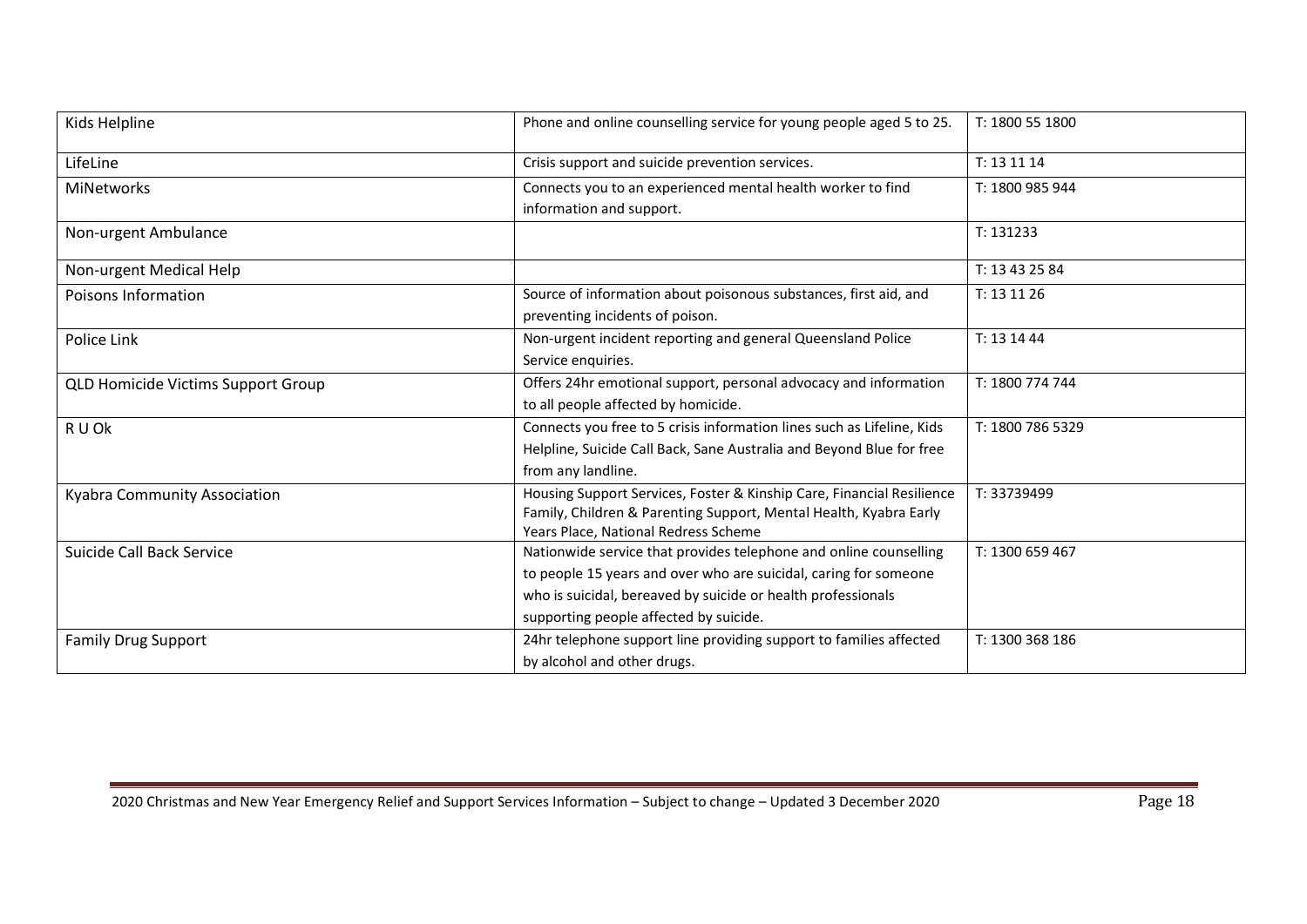| | | |
|---|---|---|
| Kids Helpline | Phone and online counselling service for young people aged 5 to 25. | T: 1800 55 1800 |
| LifeLine | Crisis support and suicide prevention services. | T: 13 11 14 |
| MiNetworks | Connects you to an experienced mental health worker to find information and support. | T: 1800 985 944 |
| Non-urgent Ambulance | | T: 131233 |
| Non-urgent Medical Help | | T: 13 43 25 84 |
| Poisons Information | Source of information about poisonous substances, first aid, and preventing incidents of poison. | T: 13 11 26 |
| Police Link | Non-urgent incident reporting and general Queensland Police Service enquiries. | T: 13 14 44 |
| QLD Homicide Victims Support Group | Offers 24hr emotional support, personal advocacy and information to all people affected by homicide. | T: 1800 774 744 |
| R U Ok | Connects you free to 5 crisis information lines such as Lifeline, Kids Helpline, Suicide Call Back, Sane Australia and Beyond Blue for free from any landline. | T: 1800 786 5329 |
| Kyabra Community Association | Housing Support Services, Foster & Kinship Care, Financial Resilience Family, Children & Parenting Support, Mental Health, Kyabra Early Years Place, National Redress Scheme | T: 33739499 |
| Suicide Call Back Service | Nationwide service that provides telephone and online counselling to people 15 years and over who are suicidal, caring for someone who is suicidal, bereaved by suicide or health professionals supporting people affected by suicide. | T: 1300 659 467 |
| Family Drug Support | 24hr telephone support line providing support to families affected by alcohol and other drugs. | T: 1300 368 186 |